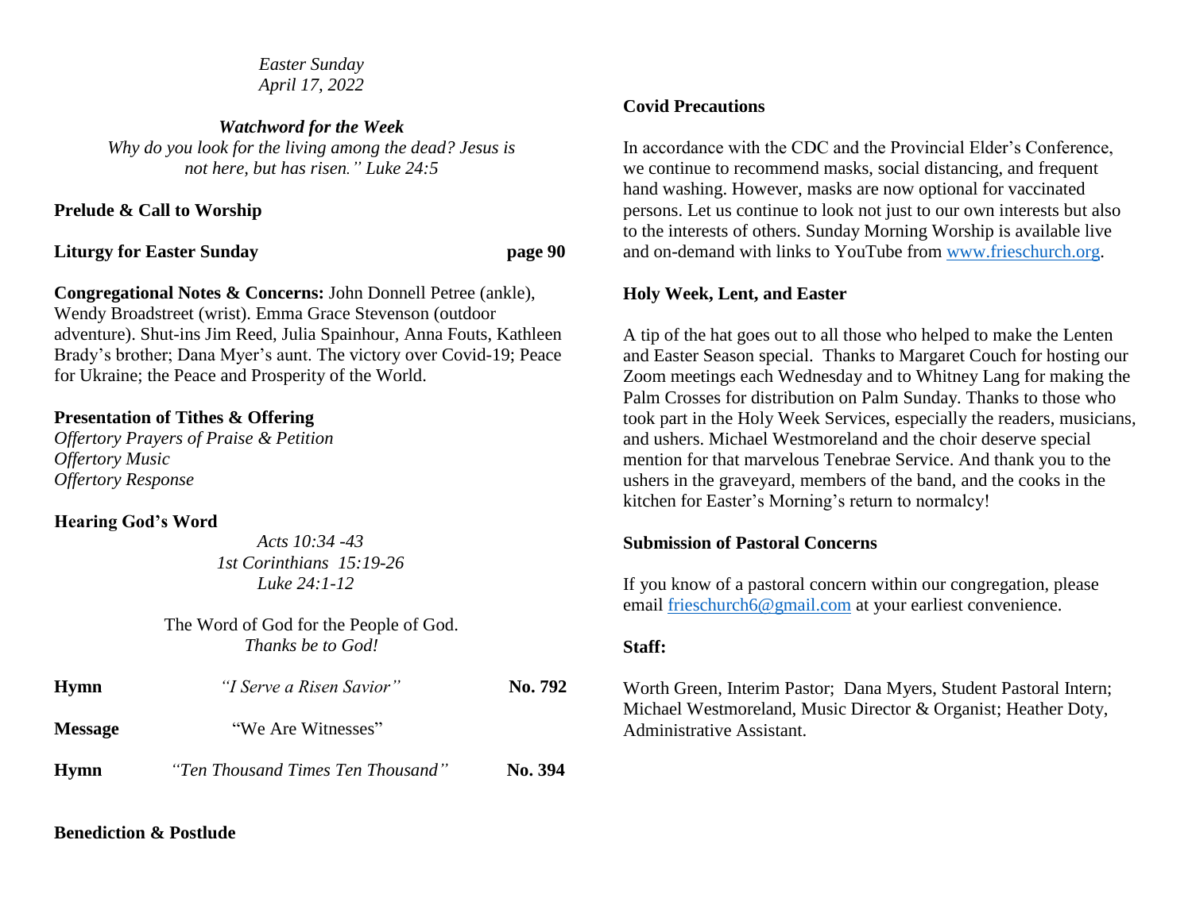*Easter Sunday*
*April 17, 2022*

***Watchword for the Week***
*Why do you look for the living among the dead? Jesus is not here, but has risen." Luke 24:5*

**Prelude & Call to Worship**

**Liturgy for Easter Sunday** **page 90**

**Congregational Notes & Concerns:** John Donnell Petree (ankle), Wendy Broadstreet (wrist). Emma Grace Stevenson (outdoor adventure). Shut-ins Jim Reed, Julia Spainhour, Anna Fouts, Kathleen Brady's brother; Dana Myer's aunt. The victory over Covid-19; Peace for Ukraine; the Peace and Prosperity of the World.

**Presentation of Tithes & Offering**
*Offertory Prayers of Praise & Petition*
*Offertory Music*
*Offertory Response*

**Hearing God's Word**

*Acts 10:34 -43*
*1st Corinthians 15:19-26*
*Luke 24:1-12*

The Word of God for the People of God.
*Thanks be to God!*

**Hymn** *"I Serve a Risen Savior"* **No. 792**

**Message** "We Are Witnesses"

**Hymn** *"Ten Thousand Times Ten Thousand"* **No. 394**

**Benediction & Postlude**

**Covid Precautions**

In accordance with the CDC and the Provincial Elder's Conference, we continue to recommend masks, social distancing, and frequent hand washing. However, masks are now optional for vaccinated persons. Let us continue to look not just to our own interests but also to the interests of others. Sunday Morning Worship is available live and on-demand with links to YouTube from www.frieschurch.org.

**Holy Week, Lent, and Easter**

A tip of the hat goes out to all those who helped to make the Lenten and Easter Season special. Thanks to Margaret Couch for hosting our Zoom meetings each Wednesday and to Whitney Lang for making the Palm Crosses for distribution on Palm Sunday. Thanks to those who took part in the Holy Week Services, especially the readers, musicians, and ushers. Michael Westmoreland and the choir deserve special mention for that marvelous Tenebrae Service. And thank you to the ushers in the graveyard, members of the band, and the cooks in the kitchen for Easter's Morning's return to normalcy!

**Submission of Pastoral Concerns**

If you know of a pastoral concern within our congregation, please email frieschurch6@gmail.com at your earliest convenience.

**Staff:**

Worth Green, Interim Pastor; Dana Myers, Student Pastoral Intern; Michael Westmoreland, Music Director & Organist; Heather Doty, Administrative Assistant.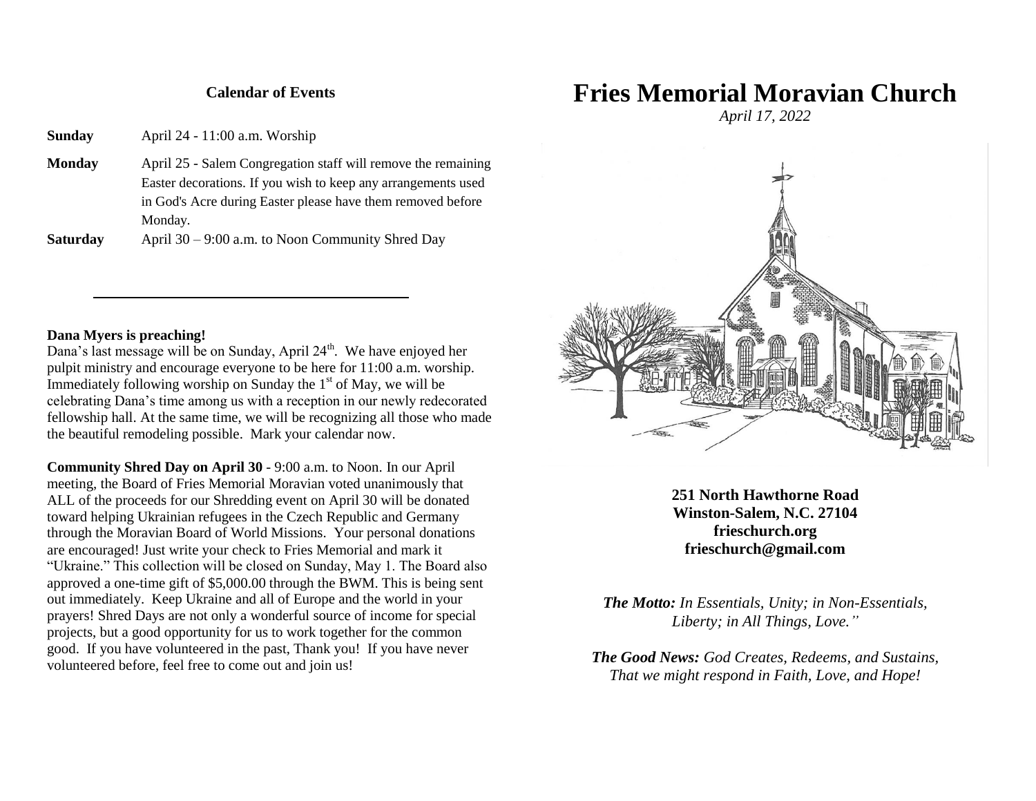## Calendar of Events

| | |
|---|---|
| **Sunday** | April 24 - 11:00 a.m. Worship |
| **Monday** | April 25 - Salem Congregation staff will remove the remaining Easter decorations. If you wish to keep any arrangements used in God's Acre during Easter please have them removed before Monday. |
| **Saturday** | April 30 – 9:00 a.m. to Noon Community Shred Day |

---

**Dana Myers is preaching!**
Dana's last message will be on Sunday, April 24th. We have enjoyed her pulpit ministry and encourage everyone to be here for 11:00 a.m. worship. Immediately following worship on Sunday the 1st of May, we will be celebrating Dana's time among us with a reception in our newly redecorated fellowship hall. At the same time, we will be recognizing all those who made the beautiful remodeling possible. Mark your calendar now.

**Community Shred Day on April 30** - 9:00 a.m. to Noon. In our April meeting, the Board of Fries Memorial Moravian voted unanimously that ALL of the proceeds for our Shredding event on April 30 will be donated toward helping Ukrainian refugees in the Czech Republic and Germany through the Moravian Board of World Missions. Your personal donations are encouraged! Just write your check to Fries Memorial and mark it "Ukraine." This collection will be closed on Sunday, May 1. The Board also approved a one-time gift of $5,000.00 through the BWM. This is being sent out immediately. Keep Ukraine and all of Europe and the world in your prayers! Shred Days are not only a wonderful source of income for special projects, but a good opportunity for us to work together for the common good. If you have volunteered in the past, Thank you! If you have never volunteered before, feel free to come out and join us!

# Fries Memorial Moravian Church

*April 17, 2022*

**251 North Hawthorne Road**
**Winston-Salem, N.C. 27104**
**frieschurch.org**
**frieschurch@gmail.com**

***The Motto:*** *In Essentials, Unity; in Non-Essentials, Liberty; in All Things, Love."*

***The Good News:*** *God Creates, Redeems, and Sustains, That we might respond in Faith, Love, and Hope!*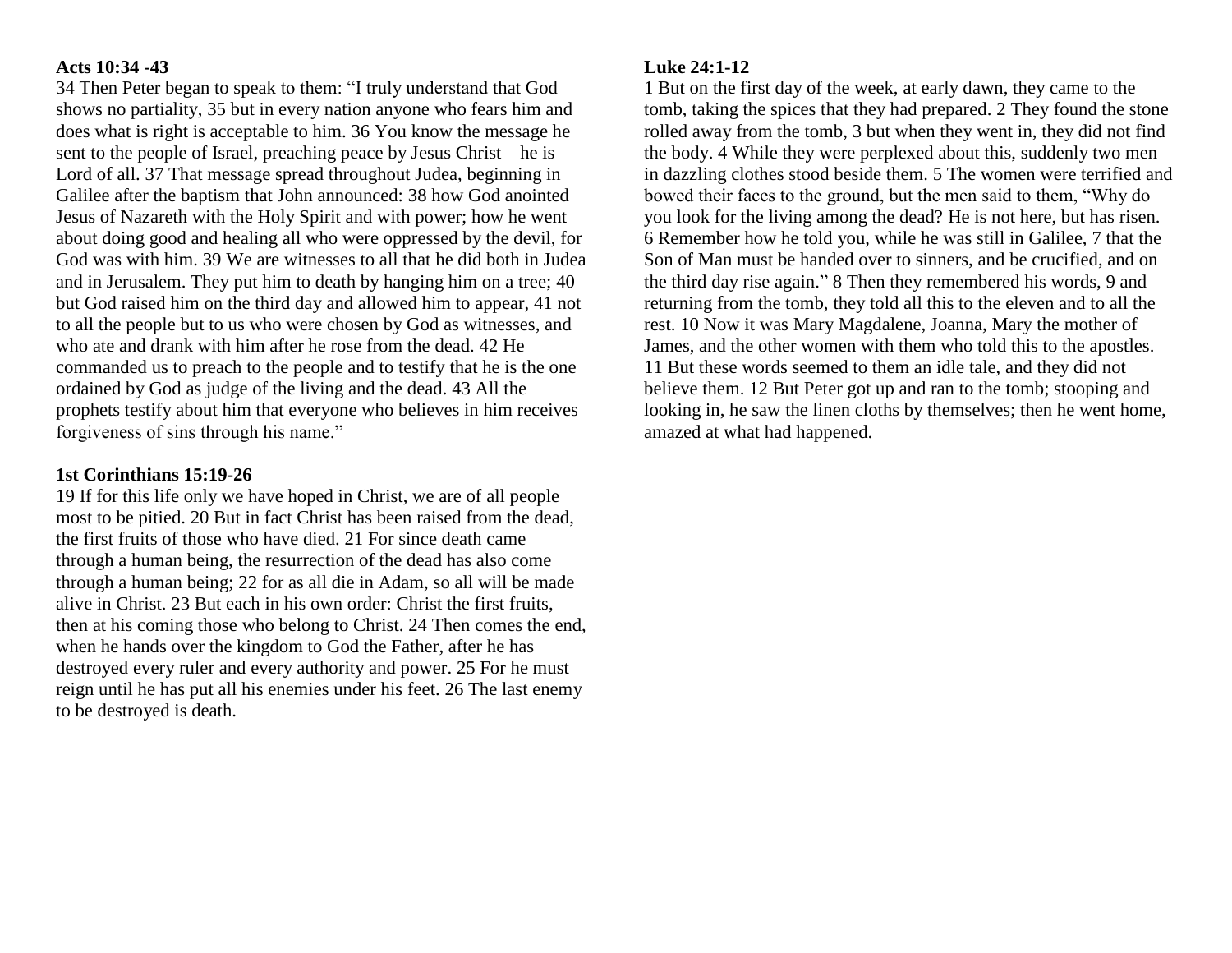**Acts 10:34 -43**

34 Then Peter began to speak to them: "I truly understand that God shows no partiality, 35 but in every nation anyone who fears him and does what is right is acceptable to him. 36 You know the message he sent to the people of Israel, preaching peace by Jesus Christ—he is Lord of all. 37 That message spread throughout Judea, beginning in Galilee after the baptism that John announced: 38 how God anointed Jesus of Nazareth with the Holy Spirit and with power; how he went about doing good and healing all who were oppressed by the devil, for God was with him. 39 We are witnesses to all that he did both in Judea and in Jerusalem. They put him to death by hanging him on a tree; 40 but God raised him on the third day and allowed him to appear, 41 not to all the people but to us who were chosen by God as witnesses, and who ate and drank with him after he rose from the dead. 42 He commanded us to preach to the people and to testify that he is the one ordained by God as judge of the living and the dead. 43 All the prophets testify about him that everyone who believes in him receives forgiveness of sins through his name."

**1st Corinthians 15:19-26**

19 If for this life only we have hoped in Christ, we are of all people most to be pitied. 20 But in fact Christ has been raised from the dead, the first fruits of those who have died. 21 For since death came through a human being, the resurrection of the dead has also come through a human being; 22 for as all die in Adam, so all will be made alive in Christ. 23 But each in his own order: Christ the first fruits, then at his coming those who belong to Christ. 24 Then comes the end, when he hands over the kingdom to God the Father, after he has destroyed every ruler and every authority and power. 25 For he must reign until he has put all his enemies under his feet. 26 The last enemy to be destroyed is death.

**Luke 24:1-12**

1 But on the first day of the week, at early dawn, they came to the tomb, taking the spices that they had prepared. 2 They found the stone rolled away from the tomb, 3 but when they went in, they did not find the body. 4 While they were perplexed about this, suddenly two men in dazzling clothes stood beside them. 5 The women were terrified and bowed their faces to the ground, but the men said to them, "Why do you look for the living among the dead? He is not here, but has risen. 6 Remember how he told you, while he was still in Galilee, 7 that the Son of Man must be handed over to sinners, and be crucified, and on the third day rise again." 8 Then they remembered his words, 9 and returning from the tomb, they told all this to the eleven and to all the rest. 10 Now it was Mary Magdalene, Joanna, Mary the mother of James, and the other women with them who told this to the apostles. 11 But these words seemed to them an idle tale, and they did not believe them. 12 But Peter got up and ran to the tomb; stooping and looking in, he saw the linen cloths by themselves; then he went home, amazed at what had happened.